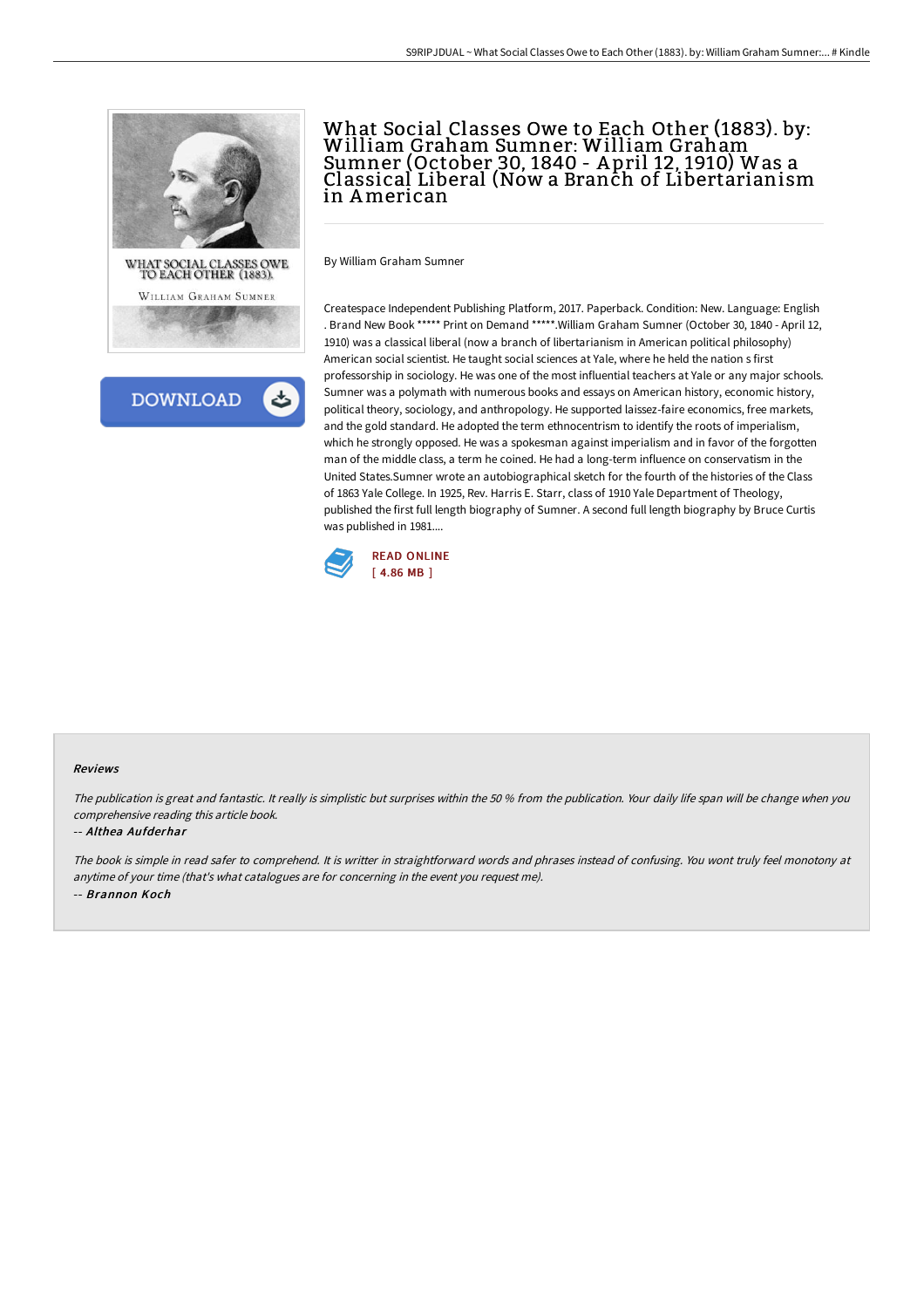# What Social Classes Owe to Each Other (1883). by: William Graham Sumner: William Graham Sumner (October 30, 1840 - April 12, 1910) Was a Classical Liberal (Now a Branch of Libertarianism in American

By William Graham Sumner

Createspace Independent Publishing Platform, 2017. Paperback. Condition: New. Language: English . Brand New Book ***** Print on Demand *****.William Graham Sumner (October 30, 1840 - April 12, 1910) was a classical liberal (now a branch of libertarianism in American political philosophy) American social scientist. He taught social sciences at Yale, where he held the nation s first professorship in sociology. He was one of the most influential teachers at Yale or any major schools. Sumner was a polymath with numerous books and essays on American history, economic history, political theory, sociology, and anthropology. He supported laissez-faire economics, free markets, and the gold standard. He adopted the term ethnocentrism to identify the roots of imperialism, which he strongly opposed. He was a spokesman against imperialism and in favor of the forgotten man of the middle class, a term he coined. He had a long-term influence on conservatism in the United States.Sumner wrote an autobiographical sketch for the fourth of the histories of the Class of 1863 Yale College. In 1925, Rev. Harris E. Starr, class of 1910 Yale Department of Theology, published the first full length biography of Sumner. A second full length biography by Bruce Curtis was published in 1981....

READ ONLINE
[ 4.86 MB ]

### Reviews

*The publication is great and fantastic. It really is simplistic but surprises within the 50 % from the publication. Your daily life span will be change when you comprehensive reading this article book.*

-- ***Althea Aufderhar***

*The book is simple in read safer to comprehend. It is writter in straightforward words and phrases instead of confusing. You wont truly feel monotony at anytime of your time (that's what catalogues are for concerning in the event you request me).*

-- ***Brannon Koch***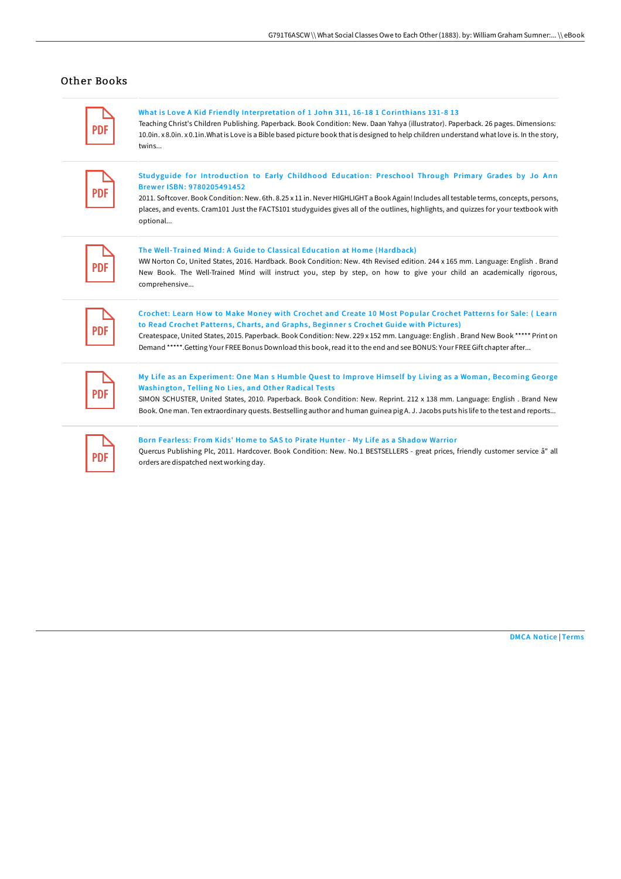## Other Books

PDF

**What is Love A Kid Friendly Interpretation of 1 John 311, 16-18 1 Corinthians 131-8 13**

Teaching Christ's Children Publishing. Paperback. Book Condition: New. Daan Yahya (illustrator). Paperback. 26 pages. Dimensions: 10.0in. x 8.0in. x 0.1in.What is Love is a Bible based picture book that is designed to help children understand what love is. In the story, twins...

PDF

**Studyguide for Introduction to Early Childhood Education: Preschool Through Primary Grades by Jo Ann Brewer ISBN: 9780205491452**

2011. Softcover. Book Condition: New. 6th. 8.25 x 11 in. Never HIGHLIGHT a Book Again! Includes all testable terms, concepts, persons, places, and events. Cram101 Just the FACTS101 studyguides gives all of the outlines, highlights, and quizzes for your textbook with optional...

PDF

**The Well-Trained Mind: A Guide to Classical Education at Home (Hardback)**

WW Norton Co, United States, 2016. Hardback. Book Condition: New. 4th Revised edition. 244 x 165 mm. Language: English . Brand New Book. The Well-Trained Mind will instruct you, step by step, on how to give your child an academically rigorous, comprehensive...

PDF

**Crochet: Learn How to Make Money with Crochet and Create 10 Most Popular Crochet Patterns for Sale: ( Learn to Read Crochet Patterns, Charts, and Graphs, Beginner s Crochet Guide with Pictures)**

Createspace, United States, 2015. Paperback. Book Condition: New. 229 x 152 mm. Language: English . Brand New Book ***** Print on Demand *****.Getting Your FREE Bonus Download this book, read it to the end and see BONUS: Your FREE Gift chapter after...

PDF

**My Life as an Experiment: One Man s Humble Quest to Improve Himself by Living as a Woman, Becoming George Washington, Telling No Lies, and Other Radical Tests**

SIMON SCHUSTER, United States, 2010. Paperback. Book Condition: New. Reprint. 212 x 138 mm. Language: English . Brand New Book. One man. Ten extraordinary quests. Bestselling author and human guinea pig A. J. Jacobs puts his life to the test and reports...

PDF

**Born Fearless: From Kids' Home to SAS to Pirate Hunter - My Life as a Shadow Warrior**

Quercus Publishing Plc, 2011. Hardcover. Book Condition: New. No.1 BESTSELLERS - great prices, friendly customer service â" all orders are dispatched next working day.

DMCA Notice | Terms